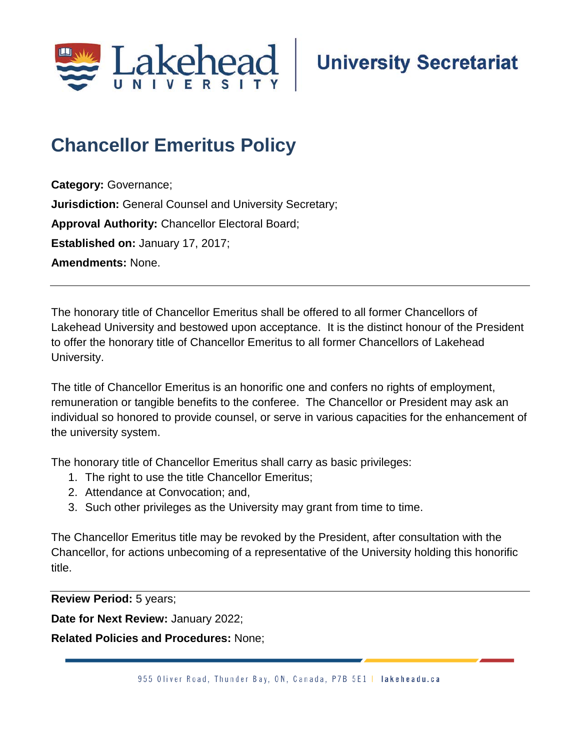Lakehead University | University Secretariat

# Chancellor Emeritus Policy

**Category:** Governance;

**Jurisdiction:** General Counsel and University Secretary;

**Approval Authority:** Chancellor Electoral Board;

**Established on:** January 17, 2017;

**Amendments:** None.

---

The honorary title of Chancellor Emeritus shall be offered to all former Chancellors of Lakehead University and bestowed upon acceptance. It is the distinct honour of the President to offer the honorary title of Chancellor Emeritus to all former Chancellors of Lakehead University.

The title of Chancellor Emeritus is an honorific one and confers no rights of employment, remuneration or tangible benefits to the conferee. The Chancellor or President may ask an individual so honored to provide counsel, or serve in various capacities for the enhancement of the university system.

The honorary title of Chancellor Emeritus shall carry as basic privileges:

1. The right to use the title Chancellor Emeritus;
2. Attendance at Convocation; and,
3. Such other privileges as the University may grant from time to time.

The Chancellor Emeritus title may be revoked by the President, after consultation with the Chancellor, for actions unbecoming of a representative of the University holding this honorific title.

---

**Review Period:** 5 years;

**Date for Next Review:** January 2022;

**Related Policies and Procedures:** None;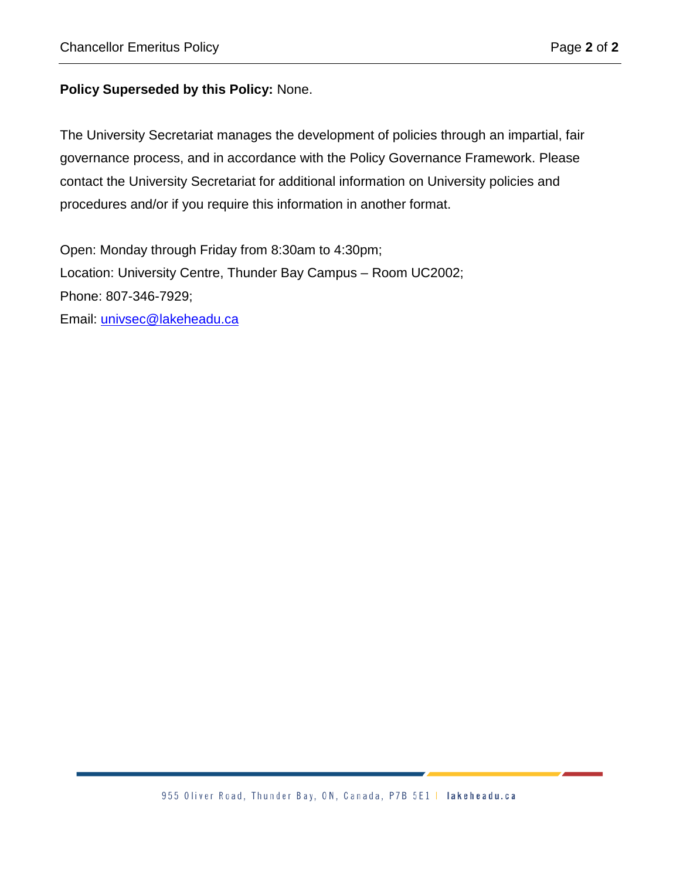**Policy Superseded by this Policy:** None.

The University Secretariat manages the development of policies through an impartial, fair governance process, and in accordance with the Policy Governance Framework. Please contact the University Secretariat for additional information on University policies and procedures and/or if you require this information in another format.

Open: Monday through Friday from 8:30am to 4:30pm;
Location: University Centre, Thunder Bay Campus – Room UC2002;
Phone: 807-346-7929;
Email: univsec@lakeheadu.ca